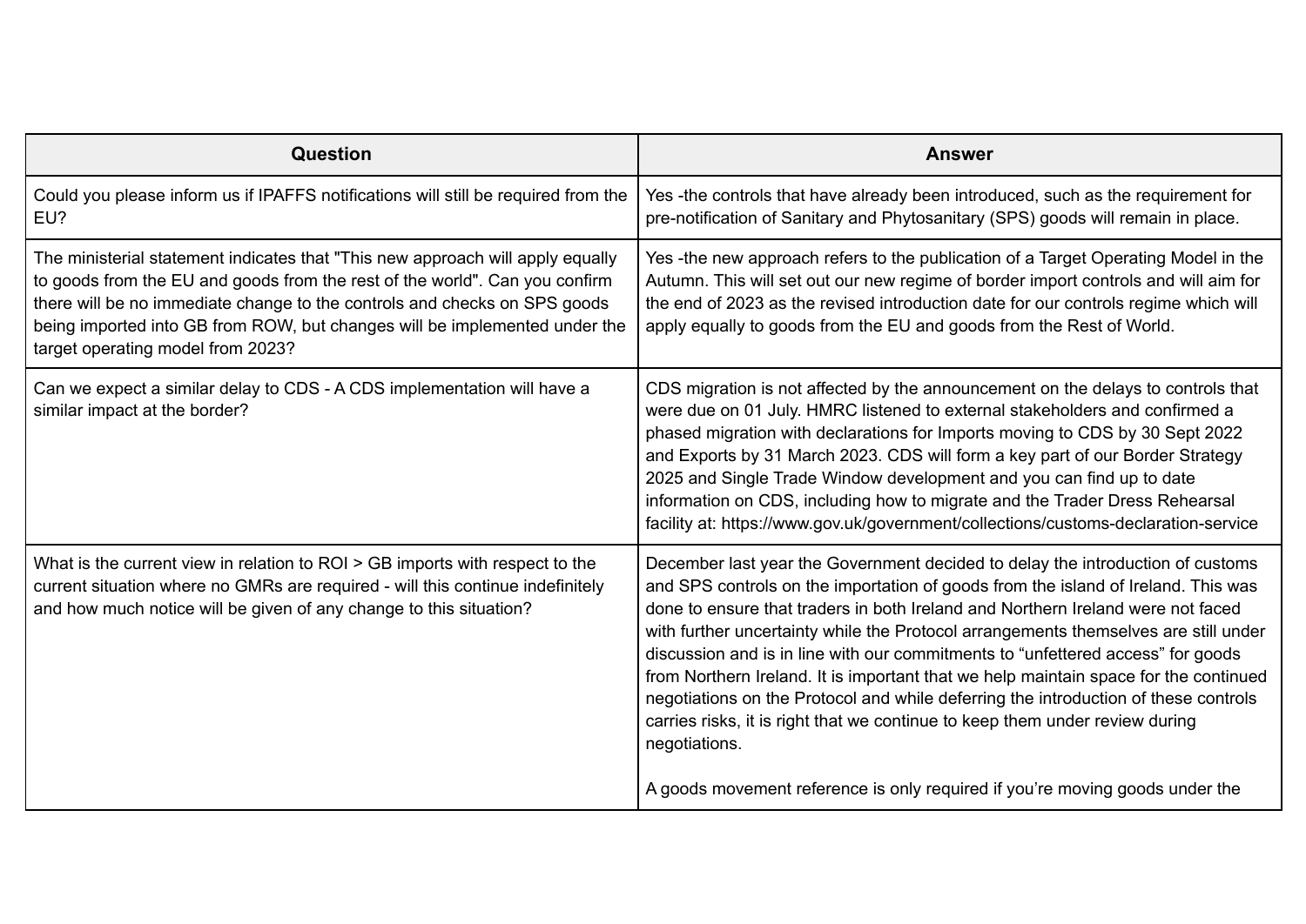| Question | Answer |
|---|---|
| Could you please inform us if IPAFFS notifications will still be required from the EU? | Yes -the controls that have already been introduced, such as the requirement for pre-notification of Sanitary and Phytosanitary (SPS) goods will remain in place. |
| The ministerial statement indicates that "This new approach will apply equally to goods from the EU and goods from the rest of the world". Can you confirm there will be no immediate change to the controls and checks on SPS goods being imported into GB from ROW, but changes will be implemented under the target operating model from 2023? | Yes -the new approach refers to the publication of a Target Operating Model in the Autumn. This will set out our new regime of border import controls and will aim for the end of 2023 as the revised introduction date for our controls regime which will apply equally to goods from the EU and goods from the Rest of World. |
| Can we expect a similar delay to CDS - A CDS implementation will have a similar impact at the border? | CDS migration is not affected by the announcement on the delays to controls that were due on 01 July. HMRC listened to external stakeholders and confirmed a phased migration with declarations for Imports moving to CDS by 30 Sept 2022 and Exports by 31 March 2023. CDS will form a key part of our Border Strategy 2025 and Single Trade Window development and you can find up to date information on CDS, including how to migrate and the Trader Dress Rehearsal facility at: https://www.gov.uk/government/collections/customs-declaration-service |
| What is the current view in relation to ROI > GB imports with respect to the current situation where no GMRs are required - will this continue indefinitely and how much notice will be given of any change to this situation? | December last year the Government decided to delay the introduction of customs and SPS controls on the importation of goods from the island of Ireland. This was done to ensure that traders in both Ireland and Northern Ireland were not faced with further uncertainty while the Protocol arrangements themselves are still under discussion and is in line with our commitments to “unfettered access” for goods from Northern Ireland. It is important that we help maintain space for the continued negotiations on the Protocol and while deferring the introduction of these controls carries risks, it is right that we continue to keep them under review during negotiations.<br><br>A goods movement reference is only required if you’re moving goods under the |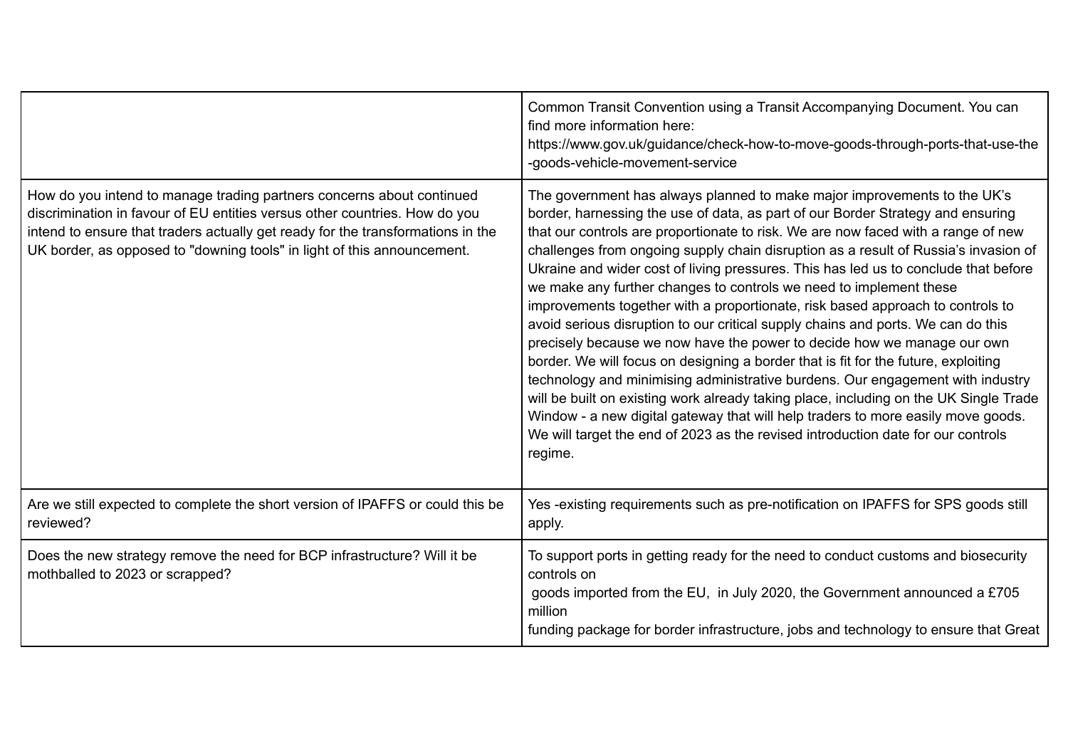| | |
|---|---|
| | Common Transit Convention using a Transit Accompanying Document. You can find more information here: https://www.gov.uk/guidance/check-how-to-move-goods-through-ports-that-use-the-goods-vehicle-movement-service |
| How do you intend to manage trading partners concerns about continued discrimination in favour of EU entities versus other countries. How do you intend to ensure that traders actually get ready for the transformations in the UK border, as opposed to "downing tools" in light of this announcement. | The government has always planned to make major improvements to the UK's border, harnessing the use of data, as part of our Border Strategy and ensuring that our controls are proportionate to risk. We are now faced with a range of new challenges from ongoing supply chain disruption as a result of Russia's invasion of Ukraine and wider cost of living pressures. This has led us to conclude that before we make any further changes to controls we need to implement these improvements together with a proportionate, risk based approach to controls to avoid serious disruption to our critical supply chains and ports. We can do this precisely because we now have the power to decide how we manage our own border. We will focus on designing a border that is fit for the future, exploiting technology and minimising administrative burdens. Our engagement with industry will be built on existing work already taking place, including on the UK Single Trade Window - a new digital gateway that will help traders to more easily move goods. We will target the end of 2023 as the revised introduction date for our controls regime. |
| Are we still expected to complete the short version of IPAFFS or could this be reviewed? | Yes -existing requirements such as pre-notification on IPAFFS for SPS goods still apply. |
| Does the new strategy remove the need for BCP infrastructure? Will it be mothballed to 2023 or scrapped? | To support ports in getting ready for the need to conduct customs and biosecurity controls on goods imported from the EU, in July 2020, the Government announced a £705 million funding package for border infrastructure, jobs and technology to ensure that Great |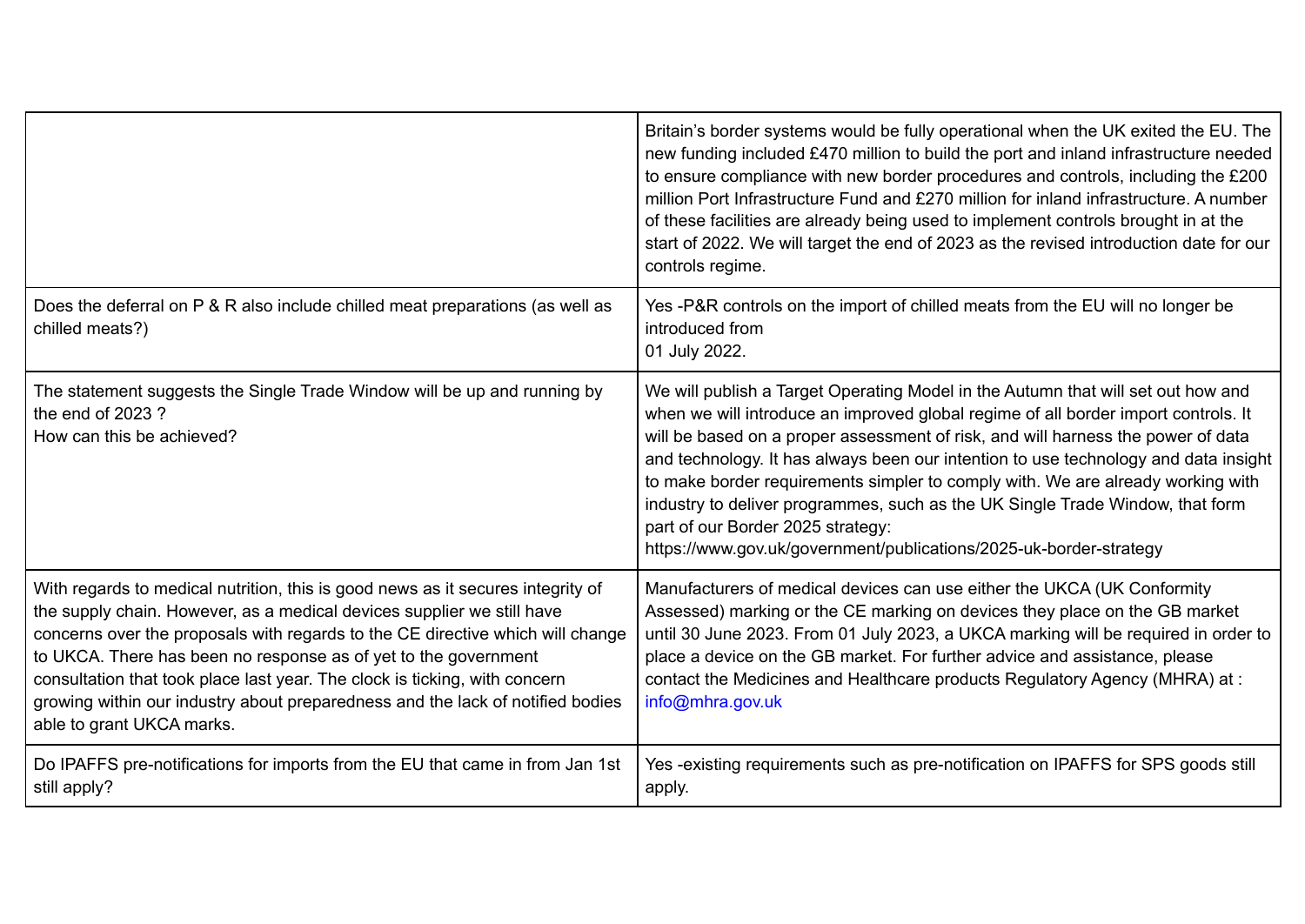| | |
|---|---|
| | Britain's border systems would be fully operational when the UK exited the EU. The new funding included £470 million to build the port and inland infrastructure needed to ensure compliance with new border procedures and controls, including the £200 million Port Infrastructure Fund and £270 million for inland infrastructure. A number of these facilities are already being used to implement controls brought in at the start of 2022. We will target the end of 2023 as the revised introduction date for our controls regime. |
| Does the deferral on P & R also include chilled meat preparations (as well as chilled meats?) | Yes -P&R controls on the import of chilled meats from the EU will no longer be introduced from 01 July 2022. |
| The statement suggests the Single Trade Window will be up and running by the end of 2023 ? How can this be achieved? | We will publish a Target Operating Model in the Autumn that will set out how and when we will introduce an improved global regime of all border import controls. It will be based on a proper assessment of risk, and will harness the power of data and technology. It has always been our intention to use technology and data insight to make border requirements simpler to comply with. We are already working with industry to deliver programmes, such as the UK Single Trade Window, that form part of our Border 2025 strategy: https://www.gov.uk/government/publications/2025-uk-border-strategy |
| With regards to medical nutrition, this is good news as it secures integrity of the supply chain. However, as a medical devices supplier we still have concerns over the proposals with regards to the CE directive which will change to UKCA. There has been no response as of yet to the government consultation that took place last year. The clock is ticking, with concern growing within our industry about preparedness and the lack of notified bodies able to grant UKCA marks. | Manufacturers of medical devices can use either the UKCA (UK Conformity Assessed) marking or the CE marking on devices they place on the GB market until 30 June 2023. From 01 July 2023, a UKCA marking will be required in order to place a device on the GB market. For further advice and assistance, please contact the Medicines and Healthcare products Regulatory Agency (MHRA) at : info@mhra.gov.uk |
| Do IPAFFS pre-notifications for imports from the EU that came in from Jan 1st still apply? | Yes -existing requirements such as pre-notification on IPAFFS for SPS goods still apply. |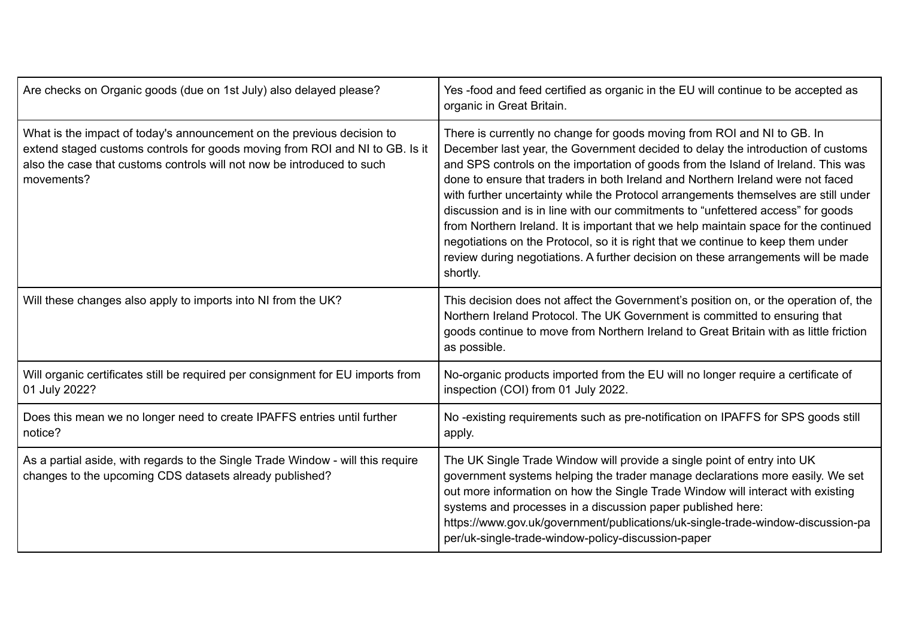| | |
|---|---|
| Are checks on Organic goods (due on 1st July) also delayed please? | Yes -food and feed certified as organic in the EU will continue to be accepted as organic in Great Britain. |
| What is the impact of today's announcement on the previous decision to extend staged customs controls for goods moving from ROI and NI to GB. Is it also the case that customs controls will not now be introduced to such movements? | There is currently no change for goods moving from ROI and NI to GB. In December last year, the Government decided to delay the introduction of customs and SPS controls on the importation of goods from the Island of Ireland. This was done to ensure that traders in both Ireland and Northern Ireland were not faced with further uncertainty while the Protocol arrangements themselves are still under discussion and is in line with our commitments to "unfettered access" for goods from Northern Ireland. It is important that we help maintain space for the continued negotiations on the Protocol, so it is right that we continue to keep them under review during negotiations. A further decision on these arrangements will be made shortly. |
| Will these changes also apply to imports into NI from the UK? | This decision does not affect the Government's position on, or the operation of, the Northern Ireland Protocol. The UK Government is committed to ensuring that goods continue to move from Northern Ireland to Great Britain with as little friction as possible. |
| Will organic certificates still be required per consignment for EU imports from 01 July 2022? | No-organic products imported from the EU will no longer require a certificate of inspection (COI) from 01 July 2022. |
| Does this mean we no longer need to create IPAFFS entries until further notice? | No -existing requirements such as pre-notification on IPAFFS for SPS goods still apply. |
| As a partial aside, with regards to the Single Trade Window - will this require changes to the upcoming CDS datasets already published? | The UK Single Trade Window will provide a single point of entry into UK government systems helping the trader manage declarations more easily. We set out more information on how the Single Trade Window will interact with existing systems and processes in a discussion paper published here: https://www.gov.uk/government/publications/uk-single-trade-window-discussion-paper/uk-single-trade-window-policy-discussion-paper |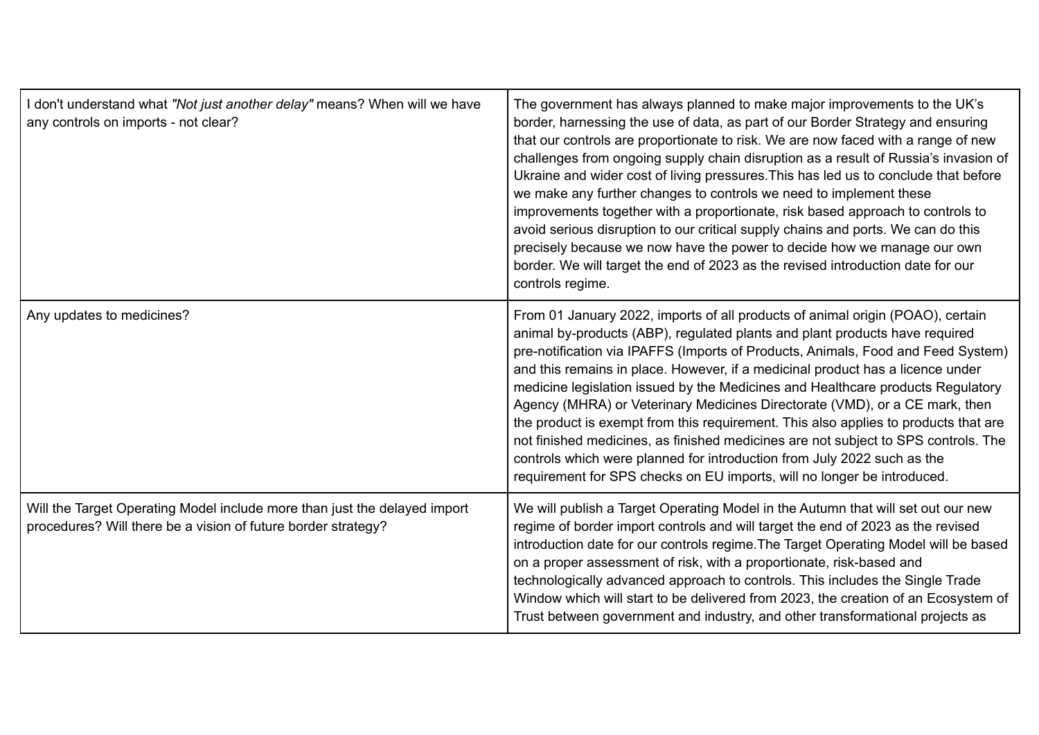| | |
|---|---|
| I don't understand what *"Not just another delay"* means? When will we have any controls on imports - not clear? | The government has always planned to make major improvements to the UK's border, harnessing the use of data, as part of our Border Strategy and ensuring that our controls are proportionate to risk. We are now faced with a range of new challenges from ongoing supply chain disruption as a result of Russia's invasion of Ukraine and wider cost of living pressures.This has led us to conclude that before we make any further changes to controls we need to implement these improvements together with a proportionate, risk based approach to controls to avoid serious disruption to our critical supply chains and ports. We can do this precisely because we now have the power to decide how we manage our own border. We will target the end of 2023 as the revised introduction date for our controls regime. |
| Any updates to medicines? | From 01 January 2022, imports of all products of animal origin (POAO), certain animal by-products (ABP), regulated plants and plant products have required pre-notification via IPAFFS (Imports of Products, Animals, Food and Feed System) and this remains in place. However, if a medicinal product has a licence under medicine legislation issued by the Medicines and Healthcare products Regulatory Agency (MHRA) or Veterinary Medicines Directorate (VMD), or a CE mark, then the product is exempt from this requirement. This also applies to products that are not finished medicines, as finished medicines are not subject to SPS controls. The controls which were planned for introduction from July 2022 such as the requirement for SPS checks on EU imports, will no longer be introduced. |
| Will the Target Operating Model include more than just the delayed import procedures? Will there be a vision of future border strategy? | We will publish a Target Operating Model in the Autumn that will set out our new regime of border import controls and will target the end of 2023 as the revised introduction date for our controls regime.The Target Operating Model will be based on a proper assessment of risk, with a proportionate, risk-based and technologically advanced approach to controls. This includes the Single Trade Window which will start to be delivered from 2023, the creation of an Ecosystem of Trust between government and industry, and other transformational projects as |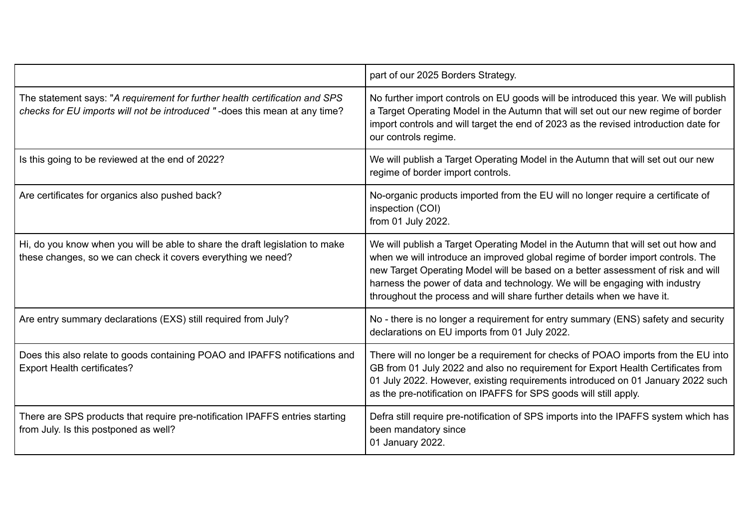| | |
|---|---|
| | part of our 2025 Borders Strategy. |
| The statement says: "*A requirement for further health certification and SPS checks for EU imports will not be introduced "* -does this mean at any time? | No further import controls on EU goods will be introduced this year. We will publish a Target Operating Model in the Autumn that will set out our new regime of border import controls and will target the end of 2023 as the revised introduction date for our controls regime. |
| Is this going to be reviewed at the end of 2022? | We will publish a Target Operating Model in the Autumn that will set out our new regime of border import controls. |
| Are certificates for organics also pushed back? | No-organic products imported from the EU will no longer require a certificate of inspection (COI) from 01 July 2022. |
| Hi, do you know when you will be able to share the draft legislation to make these changes, so we can check it covers everything we need? | We will publish a Target Operating Model in the Autumn that will set out how and when we will introduce an improved global regime of border import controls. The new Target Operating Model will be based on a better assessment of risk and will harness the power of data and technology. We will be engaging with industry throughout the process and will share further details when we have it. |
| Are entry summary declarations (EXS) still required from July? | No - there is no longer a requirement for entry summary (ENS) safety and security declarations on EU imports from 01 July 2022. |
| Does this also relate to goods containing POAO and IPAFFS notifications and Export Health certificates? | There will no longer be a requirement for checks of POAO imports from the EU into GB from 01 July 2022 and also no requirement for Export Health Certificates from 01 July 2022. However, existing requirements introduced on 01 January 2022 such as the pre-notification on IPAFFS for SPS goods will still apply. |
| There are SPS products that require pre-notification IPAFFS entries starting from July. Is this postponed as well? | Defra still require pre-notification of SPS imports into the IPAFFS system which has been mandatory since 01 January 2022. |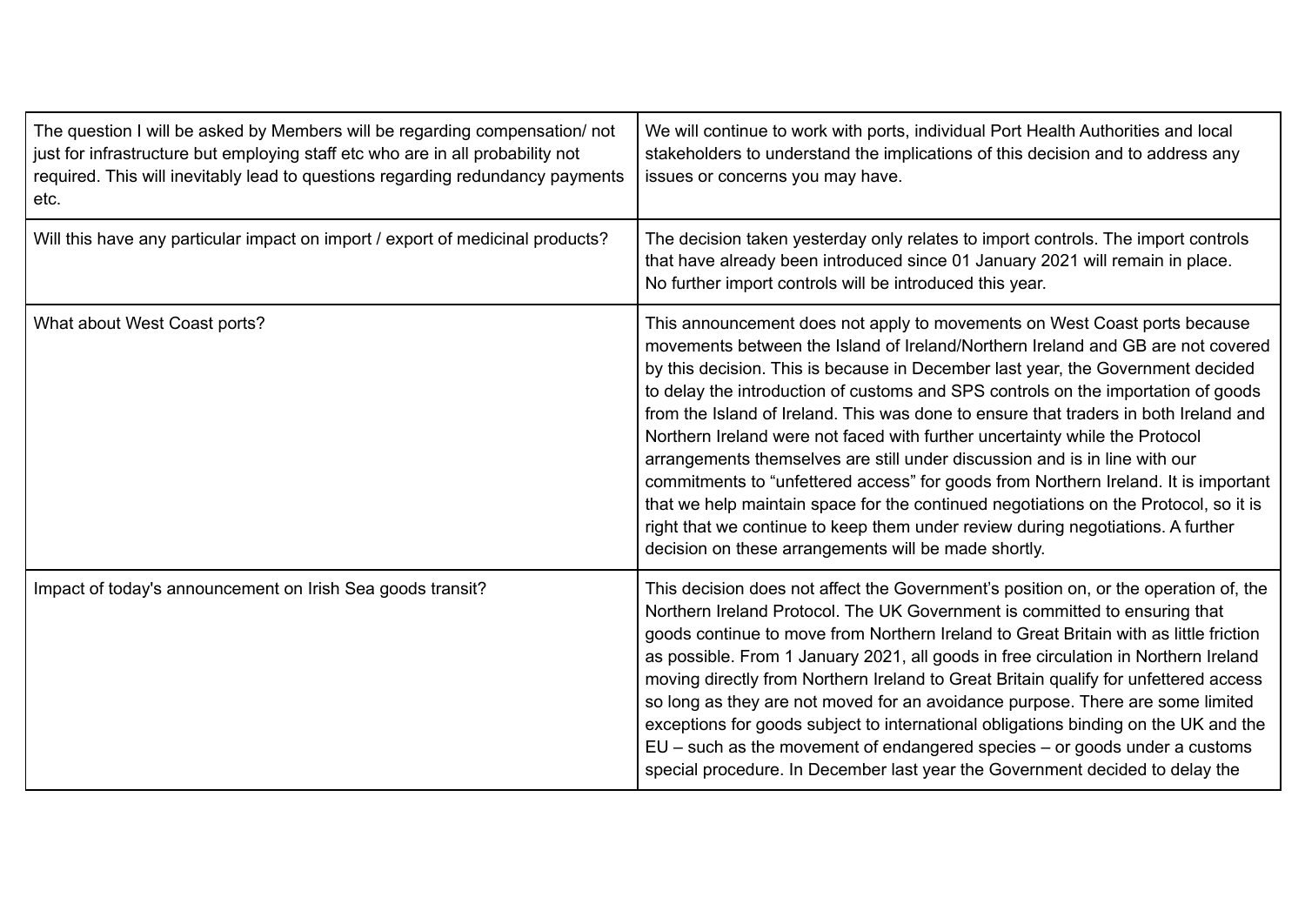| | |
|---|---|
| The question I will be asked by Members will be regarding compensation/ not just for infrastructure but employing staff etc who are in all probability not required. This will inevitably lead to questions regarding redundancy payments etc. | We will continue to work with ports, individual Port Health Authorities and local stakeholders to understand the implications of this decision and to address any issues or concerns you may have. |
| Will this have any particular impact on import / export of medicinal products? | The decision taken yesterday only relates to import controls. The import controls that have already been introduced since 01 January 2021 will remain in place. No further import controls will be introduced this year. |
| What about West Coast ports? | This announcement does not apply to movements on West Coast ports because movements between the Island of Ireland/Northern Ireland and GB are not covered by this decision. This is because in December last year, the Government decided to delay the introduction of customs and SPS controls on the importation of goods from the Island of Ireland. This was done to ensure that traders in both Ireland and Northern Ireland were not faced with further uncertainty while the Protocol arrangements themselves are still under discussion and is in line with our commitments to "unfettered access" for goods from Northern Ireland. It is important that we help maintain space for the continued negotiations on the Protocol, so it is right that we continue to keep them under review during negotiations. A further decision on these arrangements will be made shortly. |
| Impact of today's announcement on Irish Sea goods transit? | This decision does not affect the Government's position on, or the operation of, the Northern Ireland Protocol. The UK Government is committed to ensuring that goods continue to move from Northern Ireland to Great Britain with as little friction as possible. From 1 January 2021, all goods in free circulation in Northern Ireland moving directly from Northern Ireland to Great Britain qualify for unfettered access so long as they are not moved for an avoidance purpose. There are some limited exceptions for goods subject to international obligations binding on the UK and the EU – such as the movement of endangered species – or goods under a customs special procedure. In December last year the Government decided to delay the |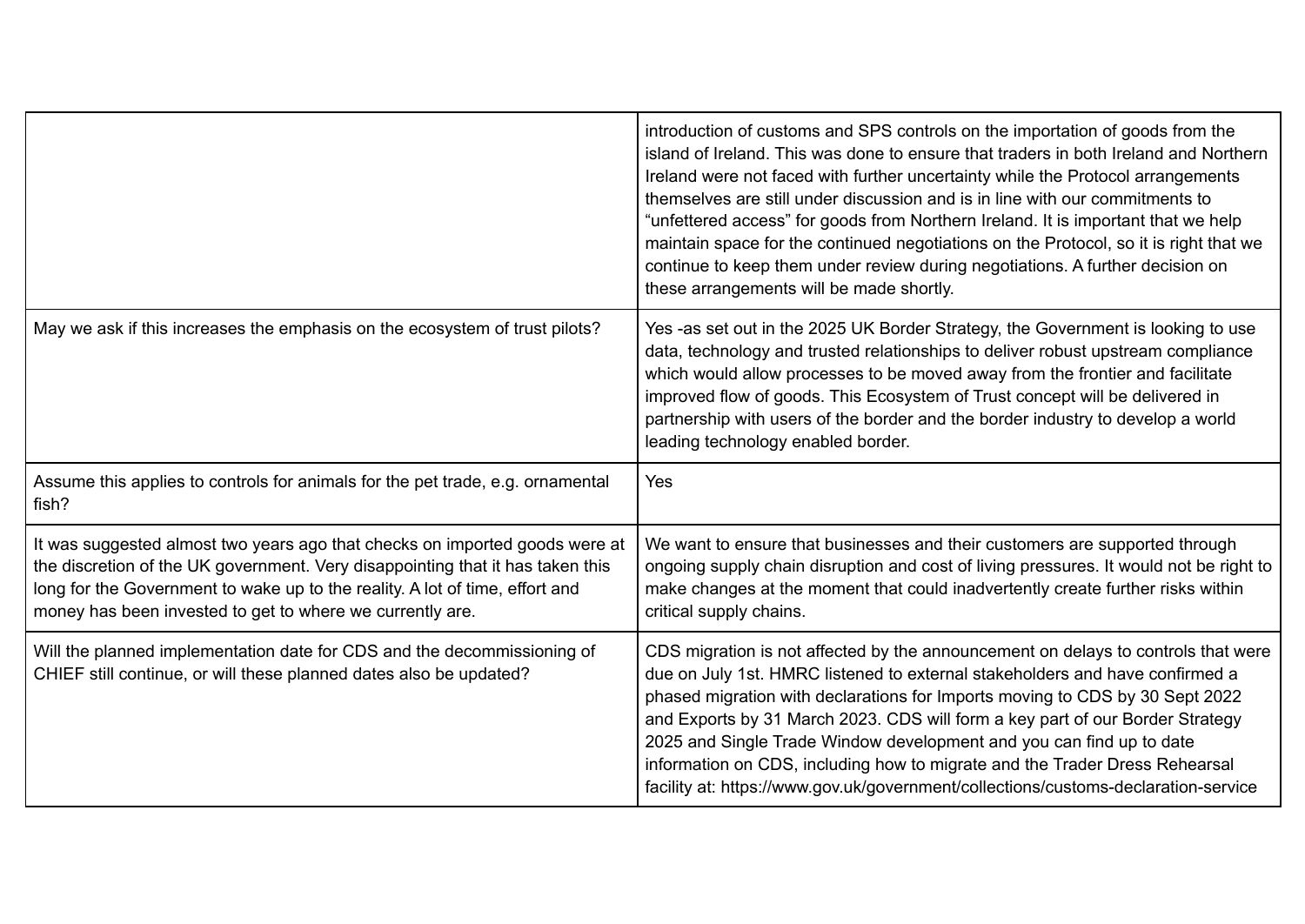| | |
|---|---|
| | introduction of customs and SPS controls on the importation of goods from the island of Ireland. This was done to ensure that traders in both Ireland and Northern Ireland were not faced with further uncertainty while the Protocol arrangements themselves are still under discussion and is in line with our commitments to "unfettered access" for goods from Northern Ireland. It is important that we help maintain space for the continued negotiations on the Protocol, so it is right that we continue to keep them under review during negotiations. A further decision on these arrangements will be made shortly. |
| May we ask if this increases the emphasis on the ecosystem of trust pilots? | Yes -as set out in the 2025 UK Border Strategy, the Government is looking to use data, technology and trusted relationships to deliver robust upstream compliance which would allow processes to be moved away from the frontier and facilitate improved flow of goods. This Ecosystem of Trust concept will be delivered in partnership with users of the border and the border industry to develop a world leading technology enabled border. |
| Assume this applies to controls for animals for the pet trade, e.g. ornamental fish? | Yes |
| It was suggested almost two years ago that checks on imported goods were at the discretion of the UK government. Very disappointing that it has taken this long for the Government to wake up to the reality. A lot of time, effort and money has been invested to get to where we currently are. | We want to ensure that businesses and their customers are supported through ongoing supply chain disruption and cost of living pressures. It would not be right to make changes at the moment that could inadvertently create further risks within critical supply chains. |
| Will the planned implementation date for CDS and the decommissioning of CHIEF still continue, or will these planned dates also be updated? | CDS migration is not affected by the announcement on delays to controls that were due on July 1st. HMRC listened to external stakeholders and have confirmed a phased migration with declarations for Imports moving to CDS by 30 Sept 2022 and Exports by 31 March 2023. CDS will form a key part of our Border Strategy 2025 and Single Trade Window development and you can find up to date information on CDS, including how to migrate and the Trader Dress Rehearsal facility at: https://www.gov.uk/government/collections/customs-declaration-service |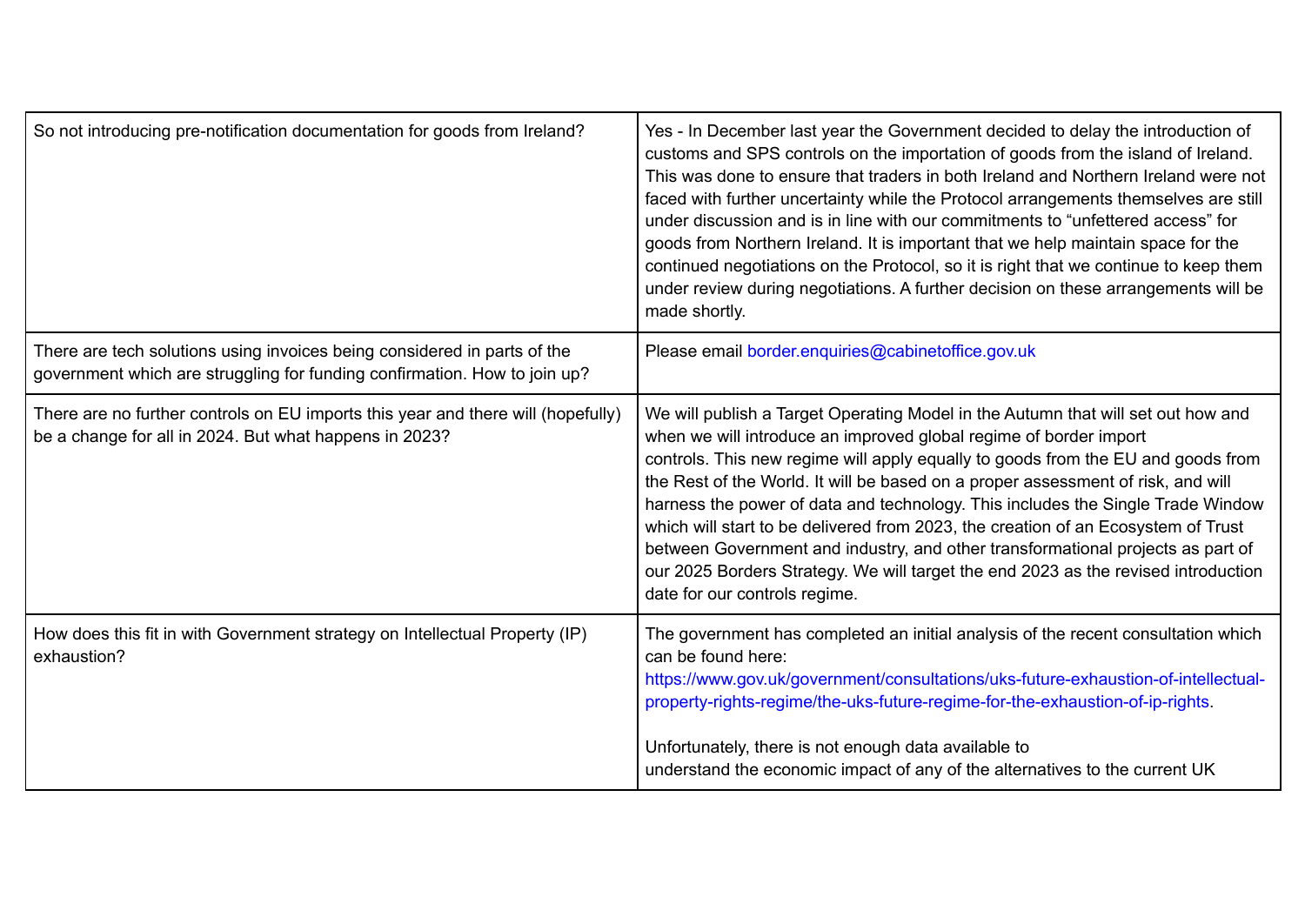| | |
|---|---|
| So not introducing pre-notification documentation for goods from Ireland? | Yes - In December last year the Government decided to delay the introduction of customs and SPS controls on the importation of goods from the island of Ireland. This was done to ensure that traders in both Ireland and Northern Ireland were not faced with further uncertainty while the Protocol arrangements themselves are still under discussion and is in line with our commitments to "unfettered access" for goods from Northern Ireland. It is important that we help maintain space for the continued negotiations on the Protocol, so it is right that we continue to keep them under review during negotiations. A further decision on these arrangements will be made shortly. |
| There are tech solutions using invoices being considered in parts of the government which are struggling for funding confirmation. How to join up? | Please email border.enquiries@cabinetoffice.gov.uk |
| There are no further controls on EU imports this year and there will (hopefully) be a change for all in 2024. But what happens in 2023? | We will publish a Target Operating Model in the Autumn that will set out how and when we will introduce an improved global regime of border import controls. This new regime will apply equally to goods from the EU and goods from the Rest of the World. It will be based on a proper assessment of risk, and will harness the power of data and technology. This includes the Single Trade Window which will start to be delivered from 2023, the creation of an Ecosystem of Trust between Government and industry, and other transformational projects as part of our 2025 Borders Strategy. We will target the end 2023 as the revised introduction date for our controls regime. |
| How does this fit in with Government strategy on Intellectual Property (IP) exhaustion? | The government has completed an initial analysis of the recent consultation which can be found here: https://www.gov.uk/government/consultations/uks-future-exhaustion-of-intellectual-property-rights-regime/the-uks-future-regime-for-the-exhaustion-of-ip-rights.<br><br>Unfortunately, there is not enough data available to understand the economic impact of any of the alternatives to the current UK |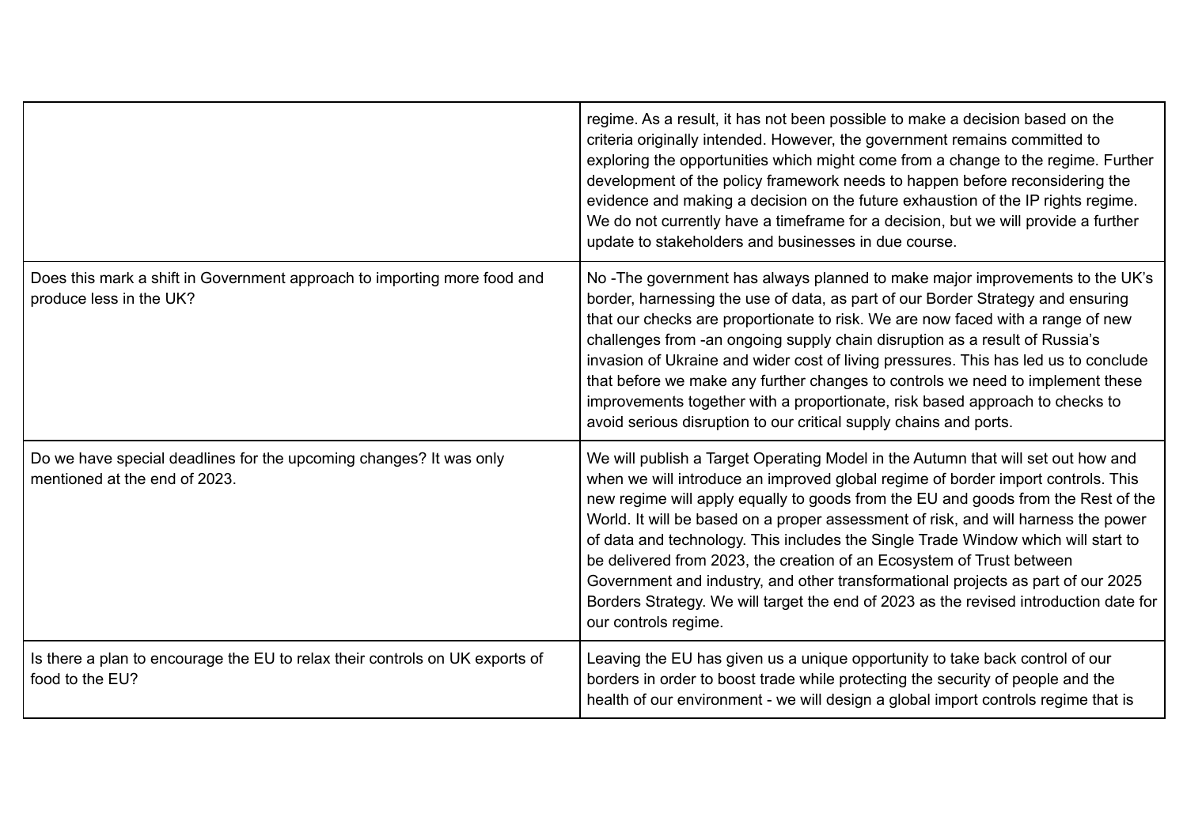| | |
|---|---|
| | regime. As a result, it has not been possible to make a decision based on the criteria originally intended. However, the government remains committed to exploring the opportunities which might come from a change to the regime. Further development of the policy framework needs to happen before reconsidering the evidence and making a decision on the future exhaustion of the IP rights regime. We do not currently have a timeframe for a decision, but we will provide a further update to stakeholders and businesses in due course. |
| Does this mark a shift in Government approach to importing more food and produce less in the UK? | No -The government has always planned to make major improvements to the UK's border, harnessing the use of data, as part of our Border Strategy and ensuring that our checks are proportionate to risk. We are now faced with a range of new challenges from -an ongoing supply chain disruption as a result of Russia's invasion of Ukraine and wider cost of living pressures. This has led us to conclude that before we make any further changes to controls we need to implement these improvements together with a proportionate, risk based approach to checks to avoid serious disruption to our critical supply chains and ports. |
| Do we have special deadlines for the upcoming changes? It was only mentioned at the end of 2023. | We will publish a Target Operating Model in the Autumn that will set out how and when we will introduce an improved global regime of border import controls. This new regime will apply equally to goods from the EU and goods from the Rest of the World. It will be based on a proper assessment of risk, and will harness the power of data and technology. This includes the Single Trade Window which will start to be delivered from 2023, the creation of an Ecosystem of Trust between Government and industry, and other transformational projects as part of our 2025 Borders Strategy. We will target the end of 2023 as the revised introduction date for our controls regime. |
| Is there a plan to encourage the EU to relax their controls on UK exports of food to the EU? | Leaving the EU has given us a unique opportunity to take back control of our borders in order to boost trade while protecting the security of people and the health of our environment - we will design a global import controls regime that is |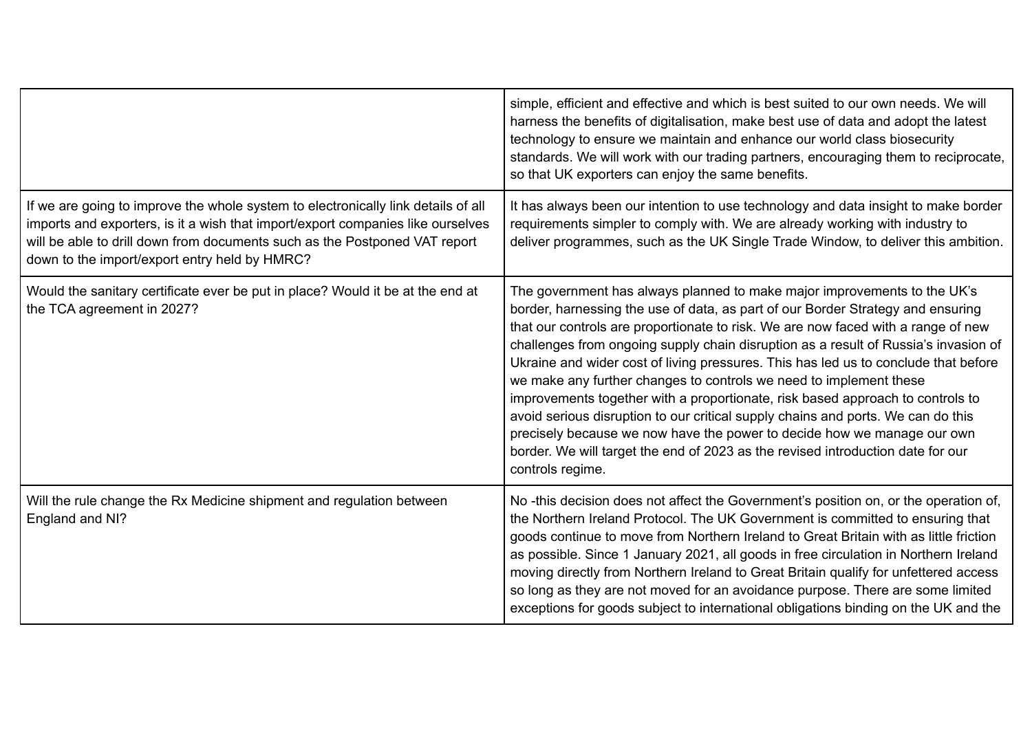| | |
|---|---|
| | simple, efficient and effective and which is best suited to our own needs. We will harness the benefits of digitalisation, make best use of data and adopt the latest technology to ensure we maintain and enhance our world class biosecurity standards. We will work with our trading partners, encouraging them to reciprocate, so that UK exporters can enjoy the same benefits. |
| If we are going to improve the whole system to electronically link details of all imports and exporters, is it a wish that import/export companies like ourselves will be able to drill down from documents such as the Postponed VAT report down to the import/export entry held by HMRC? | It has always been our intention to use technology and data insight to make border requirements simpler to comply with. We are already working with industry to deliver programmes, such as the UK Single Trade Window, to deliver this ambition. |
| Would the sanitary certificate ever be put in place? Would it be at the end at the TCA agreement in 2027? | The government has always planned to make major improvements to the UK's border, harnessing the use of data, as part of our Border Strategy and ensuring that our controls are proportionate to risk. We are now faced with a range of new challenges from ongoing supply chain disruption as a result of Russia's invasion of Ukraine and wider cost of living pressures. This has led us to conclude that before we make any further changes to controls we need to implement these improvements together with a proportionate, risk based approach to controls to avoid serious disruption to our critical supply chains and ports. We can do this precisely because we now have the power to decide how we manage our own border. We will target the end of 2023 as the revised introduction date for our controls regime. |
| Will the rule change the Rx Medicine shipment and regulation between England and NI? | No -this decision does not affect the Government's position on, or the operation of, the Northern Ireland Protocol. The UK Government is committed to ensuring that goods continue to move from Northern Ireland to Great Britain with as little friction as possible. Since 1 January 2021, all goods in free circulation in Northern Ireland moving directly from Northern Ireland to Great Britain qualify for unfettered access so long as they are not moved for an avoidance purpose. There are some limited exceptions for goods subject to international obligations binding on the UK and the |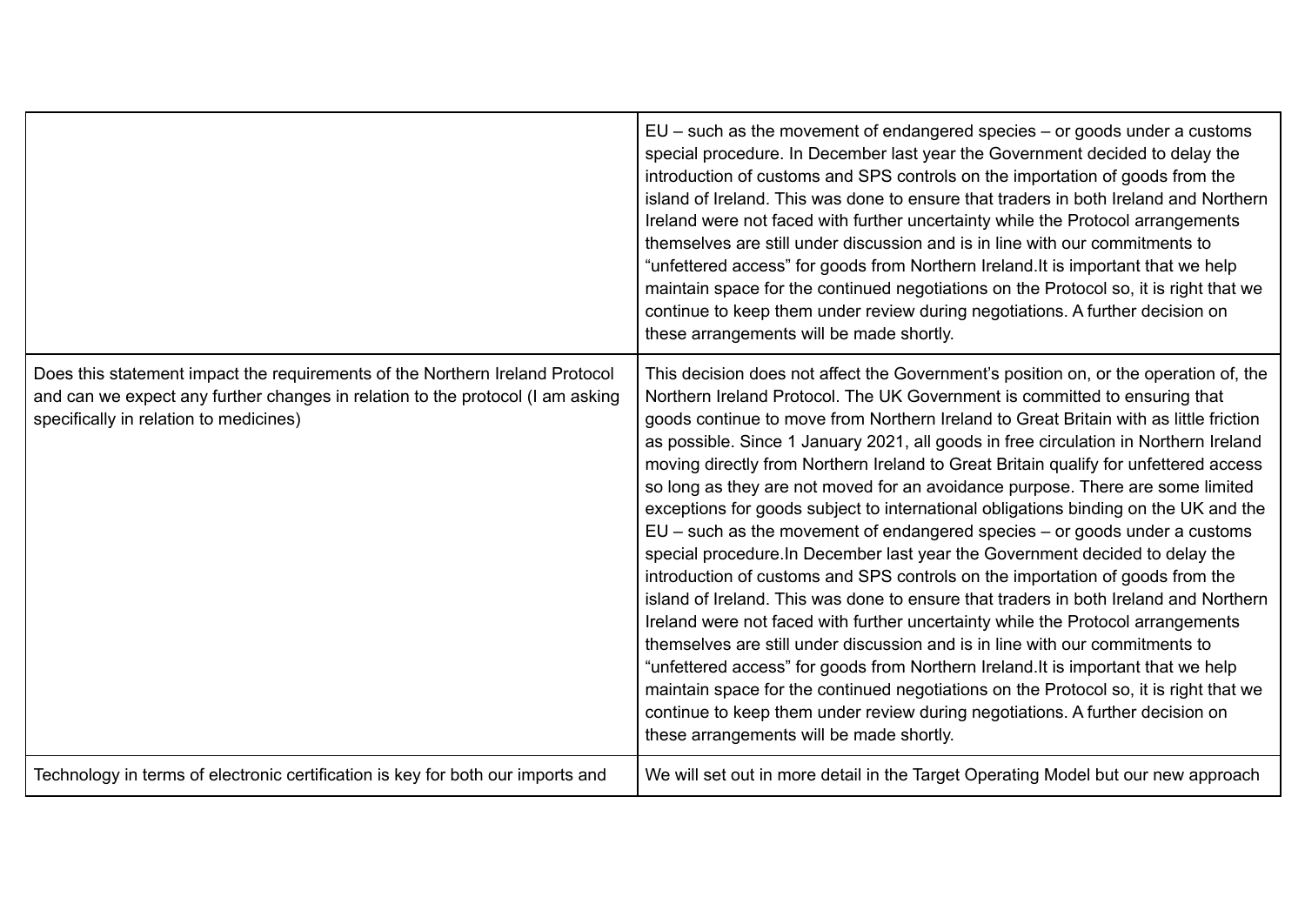| | |
|---|---|
| | EU – such as the movement of endangered species – or goods under a customs special procedure. In December last year the Government decided to delay the introduction of customs and SPS controls on the importation of goods from the island of Ireland. This was done to ensure that traders in both Ireland and Northern Ireland were not faced with further uncertainty while the Protocol arrangements themselves are still under discussion and is in line with our commitments to "unfettered access" for goods from Northern Ireland.It is important that we help maintain space for the continued negotiations on the Protocol so, it is right that we continue to keep them under review during negotiations. A further decision on these arrangements will be made shortly. |
| Does this statement impact the requirements of the Northern Ireland Protocol and can we expect any further changes in relation to the protocol (I am asking specifically in relation to medicines) | This decision does not affect the Government's position on, or the operation of, the Northern Ireland Protocol. The UK Government is committed to ensuring that goods continue to move from Northern Ireland to Great Britain with as little friction as possible. Since 1 January 2021, all goods in free circulation in Northern Ireland moving directly from Northern Ireland to Great Britain qualify for unfettered access so long as they are not moved for an avoidance purpose. There are some limited exceptions for goods subject to international obligations binding on the UK and the EU – such as the movement of endangered species – or goods under a customs special procedure.In December last year the Government decided to delay the introduction of customs and SPS controls on the importation of goods from the island of Ireland. This was done to ensure that traders in both Ireland and Northern Ireland were not faced with further uncertainty while the Protocol arrangements themselves are still under discussion and is in line with our commitments to "unfettered access" for goods from Northern Ireland.It is important that we help maintain space for the continued negotiations on the Protocol so, it is right that we continue to keep them under review during negotiations. A further decision on these arrangements will be made shortly. |
| Technology in terms of electronic certification is key for both our imports and | We will set out in more detail in the Target Operating Model but our new approach |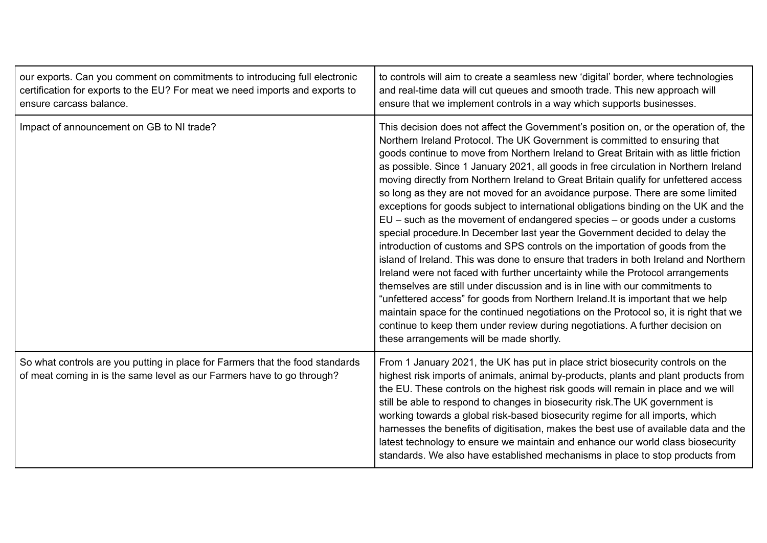| | |
|---|---|
| our exports. Can you comment on commitments to introducing full electronic certification for exports to the EU? For meat we need imports and exports to ensure carcass balance. | to controls will aim to create a seamless new 'digital' border, where technologies and real-time data will cut queues and smooth trade. This new approach will ensure that we implement controls in a way which supports businesses. |
| Impact of announcement on GB to NI trade? | This decision does not affect the Government's position on, or the operation of, the Northern Ireland Protocol. The UK Government is committed to ensuring that goods continue to move from Northern Ireland to Great Britain with as little friction as possible. Since 1 January 2021, all goods in free circulation in Northern Ireland moving directly from Northern Ireland to Great Britain qualify for unfettered access so long as they are not moved for an avoidance purpose. There are some limited exceptions for goods subject to international obligations binding on the UK and the EU – such as the movement of endangered species – or goods under a customs special procedure.In December last year the Government decided to delay the introduction of customs and SPS controls on the importation of goods from the island of Ireland. This was done to ensure that traders in both Ireland and Northern Ireland were not faced with further uncertainty while the Protocol arrangements themselves are still under discussion and is in line with our commitments to "unfettered access" for goods from Northern Ireland.It is important that we help maintain space for the continued negotiations on the Protocol so, it is right that we continue to keep them under review during negotiations. A further decision on these arrangements will be made shortly. |
| So what controls are you putting in place for Farmers that the food standards of meat coming in is the same level as our Farmers have to go through? | From 1 January 2021, the UK has put in place strict biosecurity controls on the highest risk imports of animals, animal by-products, plants and plant products from the EU. These controls on the highest risk goods will remain in place and we will still be able to respond to changes in biosecurity risk.The UK government is working towards a global risk-based biosecurity regime for all imports, which harnesses the benefits of digitisation, makes the best use of available data and the latest technology to ensure we maintain and enhance our world class biosecurity standards. We also have established mechanisms in place to stop products from |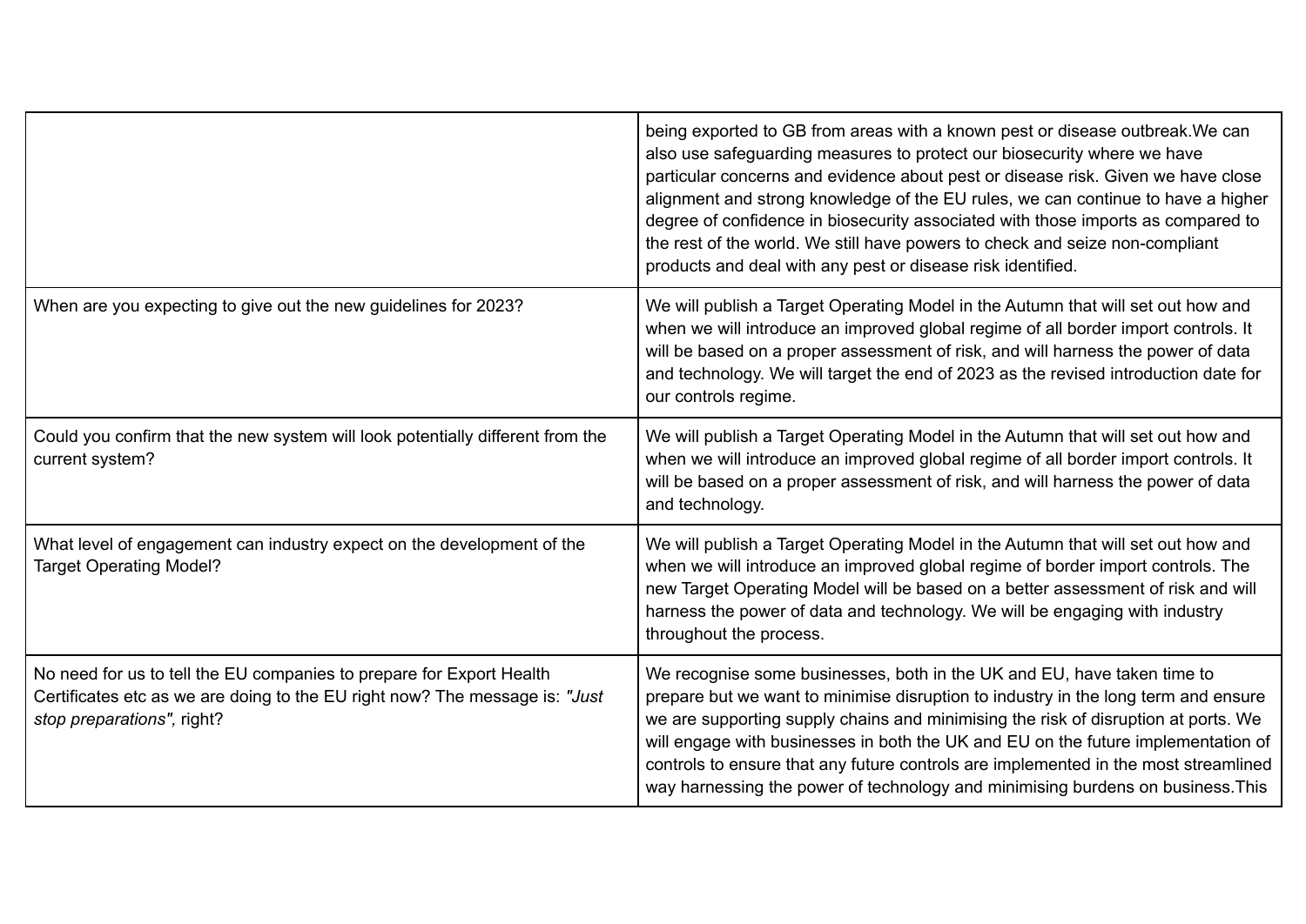| | |
|---|---|
| | being exported to GB from areas with a known pest or disease outbreak.We can also use safeguarding measures to protect our biosecurity where we have particular concerns and evidence about pest or disease risk. Given we have close alignment and strong knowledge of the EU rules, we can continue to have a higher degree of confidence in biosecurity associated with those imports as compared to the rest of the world. We still have powers to check and seize non-compliant products and deal with any pest or disease risk identified. |
| When are you expecting to give out the new guidelines for 2023? | We will publish a Target Operating Model in the Autumn that will set out how and when we will introduce an improved global regime of all border import controls. It will be based on a proper assessment of risk, and will harness the power of data and technology. We will target the end of 2023 as the revised introduction date for our controls regime. |
| Could you confirm that the new system will look potentially different from the current system? | We will publish a Target Operating Model in the Autumn that will set out how and when we will introduce an improved global regime of all border import controls. It will be based on a proper assessment of risk, and will harness the power of data and technology. |
| What level of engagement can industry expect on the development of the Target Operating Model? | We will publish a Target Operating Model in the Autumn that will set out how and when we will introduce an improved global regime of border import controls. The new Target Operating Model will be based on a better assessment of risk and will harness the power of data and technology. We will be engaging with industry throughout the process. |
| No need for us to tell the EU companies to prepare for Export Health Certificates etc as we are doing to the EU right now? The message is: *"Just stop preparations",* right? | We recognise some businesses, both in the UK and EU, have taken time to prepare but we want to minimise disruption to industry in the long term and ensure we are supporting supply chains and minimising the risk of disruption at ports. We will engage with businesses in both the UK and EU on the future implementation of controls to ensure that any future controls are implemented in the most streamlined way harnessing the power of technology and minimising burdens on business.This |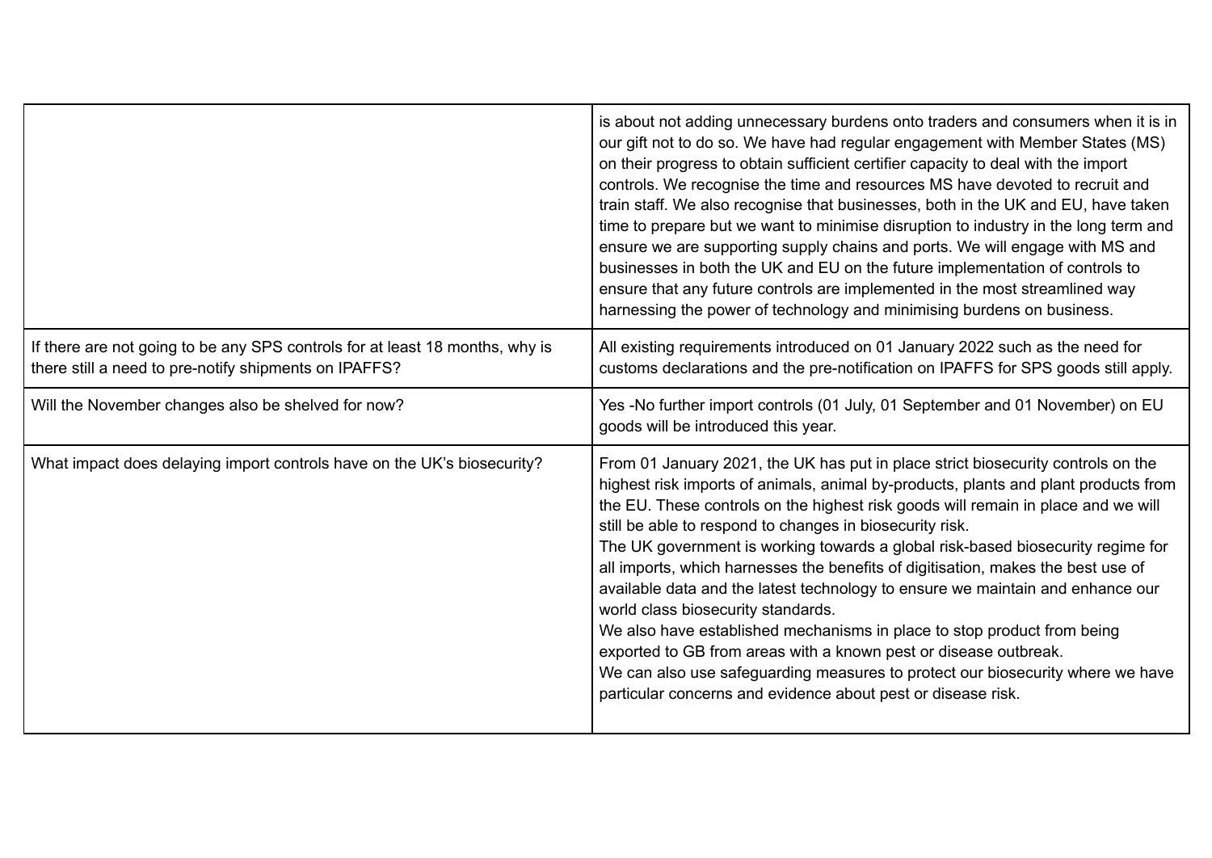| | |
|---|---|
| | is about not adding unnecessary burdens onto traders and consumers when it is in our gift not to do so. We have had regular engagement with Member States (MS) on their progress to obtain sufficient certifier capacity to deal with the import controls. We recognise the time and resources MS have devoted to recruit and train staff. We also recognise that businesses, both in the UK and EU, have taken time to prepare but we want to minimise disruption to industry in the long term and ensure we are supporting supply chains and ports. We will engage with MS and businesses in both the UK and EU on the future implementation of controls to ensure that any future controls are implemented in the most streamlined way harnessing the power of technology and minimising burdens on business. |
| If there are not going to be any SPS controls for at least 18 months, why is there still a need to pre-notify shipments on IPAFFS? | All existing requirements introduced on 01 January 2022 such as the need for customs declarations and the pre-notification on IPAFFS for SPS goods still apply. |
| Will the November changes also be shelved for now? | Yes -No further import controls (01 July, 01 September and 01 November) on EU goods will be introduced this year. |
| What impact does delaying import controls have on the UK's biosecurity? | From 01 January 2021, the UK has put in place strict biosecurity controls on the highest risk imports of animals, animal by-products, plants and plant products from the EU. These controls on the highest risk goods will remain in place and we will still be able to respond to changes in biosecurity risk.<br>The UK government is working towards a global risk-based biosecurity regime for all imports, which harnesses the benefits of digitisation, makes the best use of available data and the latest technology to ensure we maintain and enhance our world class biosecurity standards.<br>We also have established mechanisms in place to stop product from being exported to GB from areas with a known pest or disease outbreak.<br>We can also use safeguarding measures to protect our biosecurity where we have particular concerns and evidence about pest or disease risk. |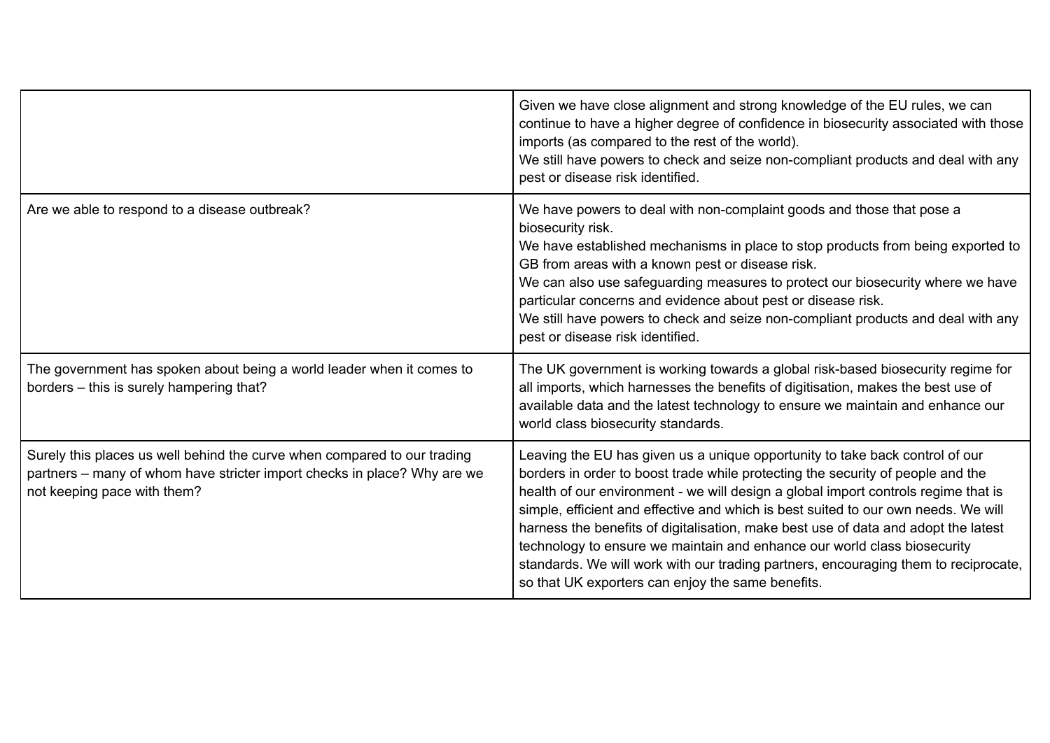| | |
|---|---|
| | Given we have close alignment and strong knowledge of the EU rules, we can continue to have a higher degree of confidence in biosecurity associated with those imports (as compared to the rest of the world).<br>We still have powers to check and seize non-compliant products and deal with any pest or disease risk identified. |
| Are we able to respond to a disease outbreak? | We have powers to deal with non-complaint goods and those that pose a biosecurity risk.<br>We have established mechanisms in place to stop products from being exported to GB from areas with a known pest or disease risk.<br>We can also use safeguarding measures to protect our biosecurity where we have particular concerns and evidence about pest or disease risk.<br>We still have powers to check and seize non-compliant products and deal with any pest or disease risk identified. |
| The government has spoken about being a world leader when it comes to borders – this is surely hampering that? | The UK government is working towards a global risk-based biosecurity regime for all imports, which harnesses the benefits of digitisation, makes the best use of available data and the latest technology to ensure we maintain and enhance our world class biosecurity standards. |
| Surely this places us well behind the curve when compared to our trading partners – many of whom have stricter import checks in place? Why are we not keeping pace with them? | Leaving the EU has given us a unique opportunity to take back control of our borders in order to boost trade while protecting the security of people and the health of our environment - we will design a global import controls regime that is simple, efficient and effective and which is best suited to our own needs. We will harness the benefits of digitalisation, make best use of data and adopt the latest technology to ensure we maintain and enhance our world class biosecurity standards. We will work with our trading partners, encouraging them to reciprocate, so that UK exporters can enjoy the same benefits. |